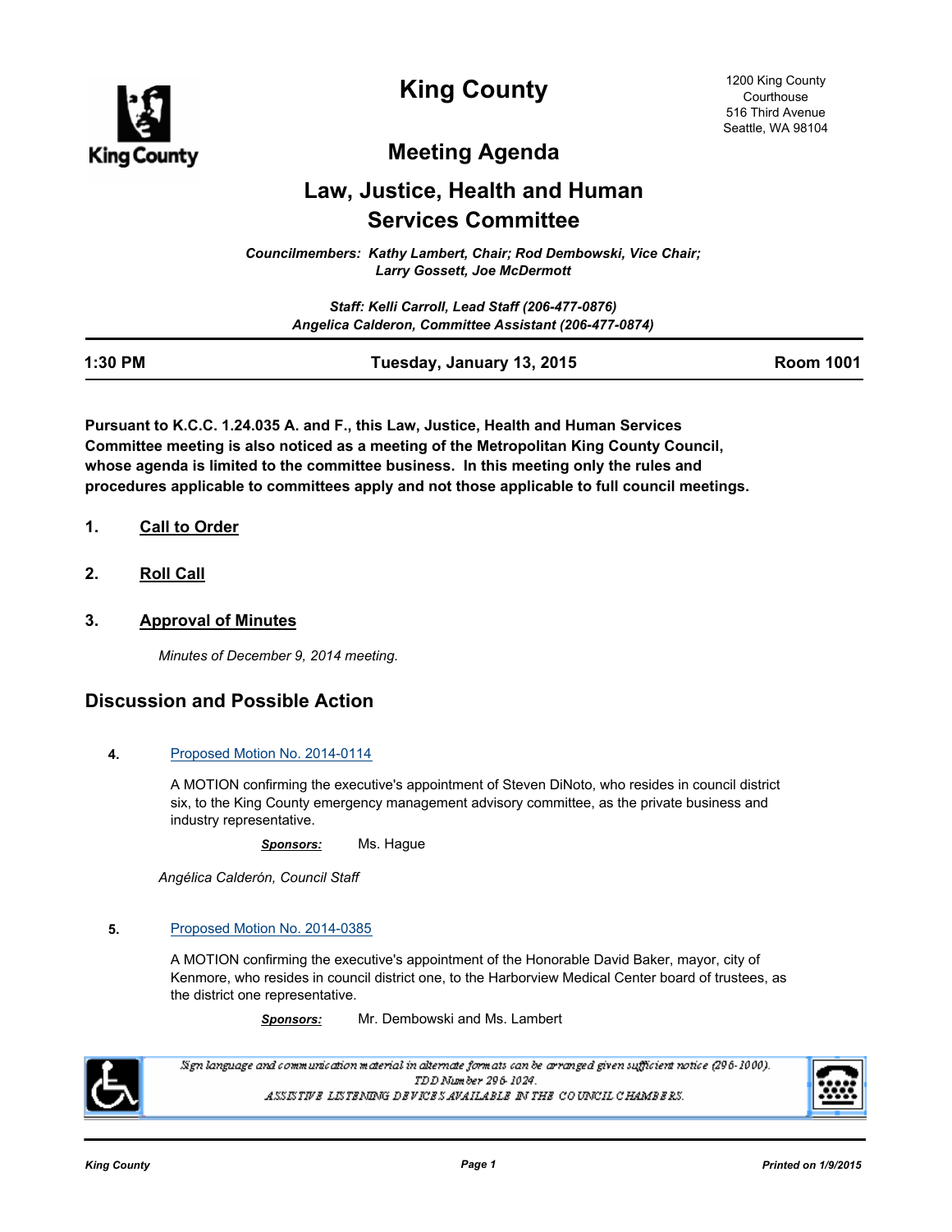# King County

1200 King County Courthouse
516 Third Avenue
Seattle, WA 98104

## Meeting Agenda

## Law, Justice, Health and Human Services Committee

*Councilmembers: Kathy Lambert, Chair; Rod Dembowski, Vice Chair; Larry Gossett, Joe McDermott*

*Staff: Kelli Carroll, Lead Staff (206-477-0876)*
*Angelica Calderon, Committee Assistant (206-477-0874)*

| 1:30 PM | Tuesday, January 13, 2015 | Room 1001 |
|---|---|---|

**Pursuant to K.C.C. 1.24.035 A. and F., this Law, Justice, Health and Human Services Committee meeting is also noticed as a meeting of the Metropolitan King County Council, whose agenda is limited to the committee business. In this meeting only the rules and procedures applicable to committees apply and not those applicable to full council meetings.**

1. Call to Order

2. Roll Call

3. Approval of Minutes

   *Minutes of December 9, 2014 meeting.*

## Discussion and Possible Action

4. Proposed Motion No. 2014-0114

   A MOTION confirming the executive's appointment of Steven DiNoto, who resides in council district six, to the King County emergency management advisory committee, as the private business and industry representative.

   ***Sponsors:*** Ms. Hague

   *Angélica Calderón, Council Staff*

5. Proposed Motion No. 2014-0385

   A MOTION confirming the executive's appointment of the Honorable David Baker, mayor, city of Kenmore, who resides in council district one, to the Harborview Medical Center board of trustees, as the district one representative.

   ***Sponsors:*** Mr. Dembowski and Ms. Lambert

*Sign language and communication material in alternate formats can be arranged given sufficient notice (296-1000).*
*TDD Number 296-1024.*
*ASSISTIVE LISTENING DEVICES AVAILABLE IN THE COUNCIL CHAMBERS.*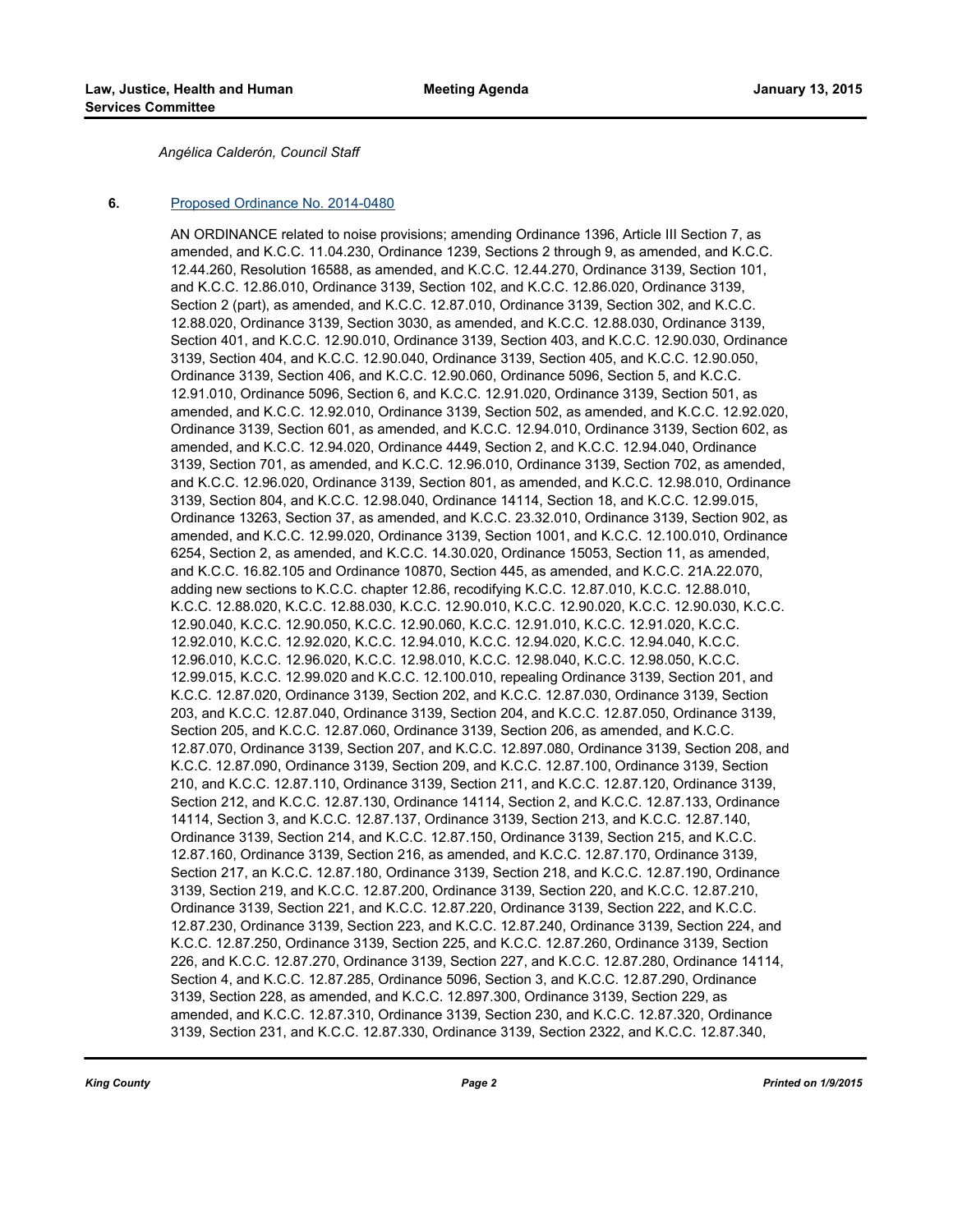*Angélica Calderón, Council Staff*

**6.** Proposed Ordinance No. 2014-0480

AN ORDINANCE related to noise provisions; amending Ordinance 1396, Article III Section 7, as amended, and K.C.C. 11.04.230, Ordinance 1239, Sections 2 through 9, as amended, and K.C.C. 12.44.260, Resolution 16588, as amended, and K.C.C. 12.44.270, Ordinance 3139, Section 101, and K.C.C. 12.86.010, Ordinance 3139, Section 102, and K.C.C. 12.86.020, Ordinance 3139, Section 2 (part), as amended, and K.C.C. 12.87.010, Ordinance 3139, Section 302, and K.C.C. 12.88.020, Ordinance 3139, Section 3030, as amended, and K.C.C. 12.88.030, Ordinance 3139, Section 401, and K.C.C. 12.90.010, Ordinance 3139, Section 403, and K.C.C. 12.90.030, Ordinance 3139, Section 404, and K.C.C. 12.90.040, Ordinance 3139, Section 405, and K.C.C. 12.90.050, Ordinance 3139, Section 406, and K.C.C. 12.90.060, Ordinance 5096, Section 5, and K.C.C. 12.91.010, Ordinance 5096, Section 6, and K.C.C. 12.91.020, Ordinance 3139, Section 501, as amended, and K.C.C. 12.92.010, Ordinance 3139, Section 502, as amended, and K.C.C. 12.92.020, Ordinance 3139, Section 601, as amended, and K.C.C. 12.94.010, Ordinance 3139, Section 602, as amended, and K.C.C. 12.94.020, Ordinance 4449, Section 2, and K.C.C. 12.94.040, Ordinance 3139, Section 701, as amended, and K.C.C. 12.96.010, Ordinance 3139, Section 702, as amended, and K.C.C. 12.96.020, Ordinance 3139, Section 801, as amended, and K.C.C. 12.98.010, Ordinance 3139, Section 804, and K.C.C. 12.98.040, Ordinance 14114, Section 18, and K.C.C. 12.99.015, Ordinance 13263, Section 37, as amended, and K.C.C. 23.32.010, Ordinance 3139, Section 902, as amended, and K.C.C. 12.99.020, Ordinance 3139, Section 1001, and K.C.C. 12.100.010, Ordinance 6254, Section 2, as amended, and K.C.C. 14.30.020, Ordinance 15053, Section 11, as amended, and K.C.C. 16.82.105 and Ordinance 10870, Section 445, as amended, and K.C.C. 21A.22.070, adding new sections to K.C.C. chapter 12.86, recodifying K.C.C. 12.87.010, K.C.C. 12.88.010, K.C.C. 12.88.020, K.C.C. 12.88.030, K.C.C. 12.90.010, K.C.C. 12.90.020, K.C.C. 12.90.030, K.C.C. 12.90.040, K.C.C. 12.90.050, K.C.C. 12.90.060, K.C.C. 12.91.010, K.C.C. 12.91.020, K.C.C. 12.92.010, K.C.C. 12.92.020, K.C.C. 12.94.010, K.C.C. 12.94.020, K.C.C. 12.94.040, K.C.C. 12.96.010, K.C.C. 12.96.020, K.C.C. 12.98.010, K.C.C. 12.98.040, K.C.C. 12.98.050, K.C.C. 12.99.015, K.C.C. 12.99.020 and K.C.C. 12.100.010, repealing Ordinance 3139, Section 201, and K.C.C. 12.87.020, Ordinance 3139, Section 202, and K.C.C. 12.87.030, Ordinance 3139, Section 203, and K.C.C. 12.87.040, Ordinance 3139, Section 204, and K.C.C. 12.87.050, Ordinance 3139, Section 205, and K.C.C. 12.87.060, Ordinance 3139, Section 206, as amended, and K.C.C. 12.87.070, Ordinance 3139, Section 207, and K.C.C. 12.897.080, Ordinance 3139, Section 208, and K.C.C. 12.87.090, Ordinance 3139, Section 209, and K.C.C. 12.87.100, Ordinance 3139, Section 210, and K.C.C. 12.87.110, Ordinance 3139, Section 211, and K.C.C. 12.87.120, Ordinance 3139, Section 212, and K.C.C. 12.87.130, Ordinance 14114, Section 2, and K.C.C. 12.87.133, Ordinance 14114, Section 3, and K.C.C. 12.87.137, Ordinance 3139, Section 213, and K.C.C. 12.87.140, Ordinance 3139, Section 214, and K.C.C. 12.87.150, Ordinance 3139, Section 215, and K.C.C. 12.87.160, Ordinance 3139, Section 216, as amended, and K.C.C. 12.87.170, Ordinance 3139, Section 217, an K.C.C. 12.87.180, Ordinance 3139, Section 218, and K.C.C. 12.87.190, Ordinance 3139, Section 219, and K.C.C. 12.87.200, Ordinance 3139, Section 220, and K.C.C. 12.87.210, Ordinance 3139, Section 221, and K.C.C. 12.87.220, Ordinance 3139, Section 222, and K.C.C. 12.87.230, Ordinance 3139, Section 223, and K.C.C. 12.87.240, Ordinance 3139, Section 224, and K.C.C. 12.87.250, Ordinance 3139, Section 225, and K.C.C. 12.87.260, Ordinance 3139, Section 226, and K.C.C. 12.87.270, Ordinance 3139, Section 227, and K.C.C. 12.87.280, Ordinance 14114, Section 4, and K.C.C. 12.87.285, Ordinance 5096, Section 3, and K.C.C. 12.87.290, Ordinance 3139, Section 228, as amended, and K.C.C. 12.897.300, Ordinance 3139, Section 229, as amended, and K.C.C. 12.87.310, Ordinance 3139, Section 230, and K.C.C. 12.87.320, Ordinance 3139, Section 231, and K.C.C. 12.87.330, Ordinance 3139, Section 2322, and K.C.C. 12.87.340,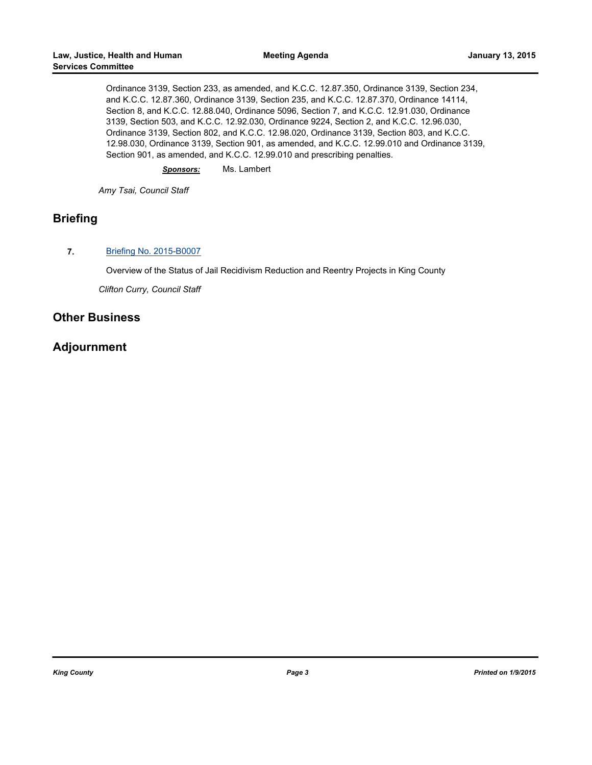Ordinance 3139, Section 233, as amended, and K.C.C. 12.87.350, Ordinance 3139, Section 234, and K.C.C. 12.87.360, Ordinance 3139, Section 235, and K.C.C. 12.87.370, Ordinance 14114, Section 8, and K.C.C. 12.88.040, Ordinance 5096, Section 7, and K.C.C. 12.91.030, Ordinance 3139, Section 503, and K.C.C. 12.92.030, Ordinance 9224, Section 2, and K.C.C. 12.96.030, Ordinance 3139, Section 802, and K.C.C. 12.98.020, Ordinance 3139, Section 803, and K.C.C. 12.98.030, Ordinance 3139, Section 901, as amended, and K.C.C. 12.99.010 and Ordinance 3139, Section 901, as amended, and K.C.C. 12.99.010 and prescribing penalties.

***Sponsors:*** Ms. Lambert

*Amy Tsai, Council Staff*

## Briefing

**7.** Briefing No. 2015-B0007

Overview of the Status of Jail Recidivism Reduction and Reentry Projects in King County

*Clifton Curry, Council Staff*

## Other Business

## Adjournment